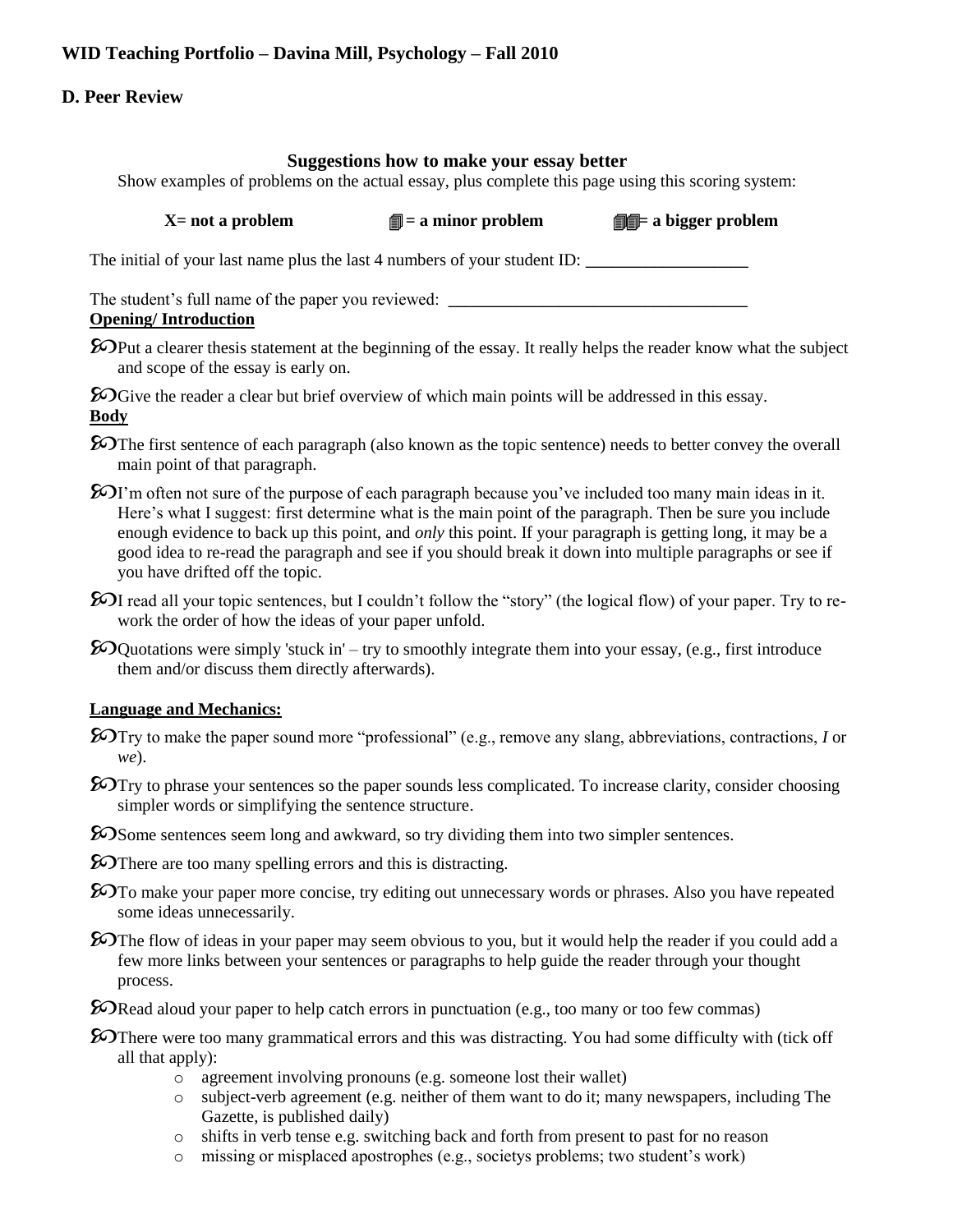**WID Teaching Portfolio – Davina Mill, Psychology – Fall 2010**

**D. Peer Review**

### Suggestions how to make your essay better

Show examples of problems on the actual essay, plus complete this page using this scoring system:

**X= not a problem** **▯= a minor problem** **▯▯= a bigger problem**

The initial of your last name plus the last 4 numbers of your student ID: ___________________

The student's full name of the paper you reviewed: ___________________________________

**Opening/ Introduction**

- Put a clearer thesis statement at the beginning of the essay. It really helps the reader know what the subject and scope of the essay is early on.
- Give the reader a clear but brief overview of which main points will be addressed in this essay.

**Body**

- The first sentence of each paragraph (also known as the topic sentence) needs to better convey the overall main point of that paragraph.
- I'm often not sure of the purpose of each paragraph because you've included too many main ideas in it. Here's what I suggest: first determine what is the main point of the paragraph. Then be sure you include enough evidence to back up this point, and *only* this point. If your paragraph is getting long, it may be a good idea to re-read the paragraph and see if you should break it down into multiple paragraphs or see if you have drifted off the topic.
- I read all your topic sentences, but I couldn't follow the "story" (the logical flow) of your paper. Try to re-work the order of how the ideas of your paper unfold.
- Quotations were simply 'stuck in' – try to smoothly integrate them into your essay, (e.g., first introduce them and/or discuss them directly afterwards).

**Language and Mechanics:**

- Try to make the paper sound more "professional" (e.g., remove any slang, abbreviations, contractions, *I* or *we*).
- Try to phrase your sentences so the paper sounds less complicated. To increase clarity, consider choosing simpler words or simplifying the sentence structure.
- Some sentences seem long and awkward, so try dividing them into two simpler sentences.
- There are too many spelling errors and this is distracting.
- To make your paper more concise, try editing out unnecessary words or phrases. Also you have repeated some ideas unnecessarily.
- The flow of ideas in your paper may seem obvious to you, but it would help the reader if you could add a few more links between your sentences or paragraphs to help guide the reader through your thought process.
- Read aloud your paper to help catch errors in punctuation (e.g., too many or too few commas)
- There were too many grammatical errors and this was distracting. You had some difficulty with (tick off all that apply):
    - agreement involving pronouns (e.g. someone lost their wallet)
    - subject-verb agreement (e.g. neither of them want to do it; many newspapers, including The Gazette, is published daily)
    - shifts in verb tense e.g. switching back and forth from present to past for no reason
    - missing or misplaced apostrophes (e.g., societys problems; two student's work)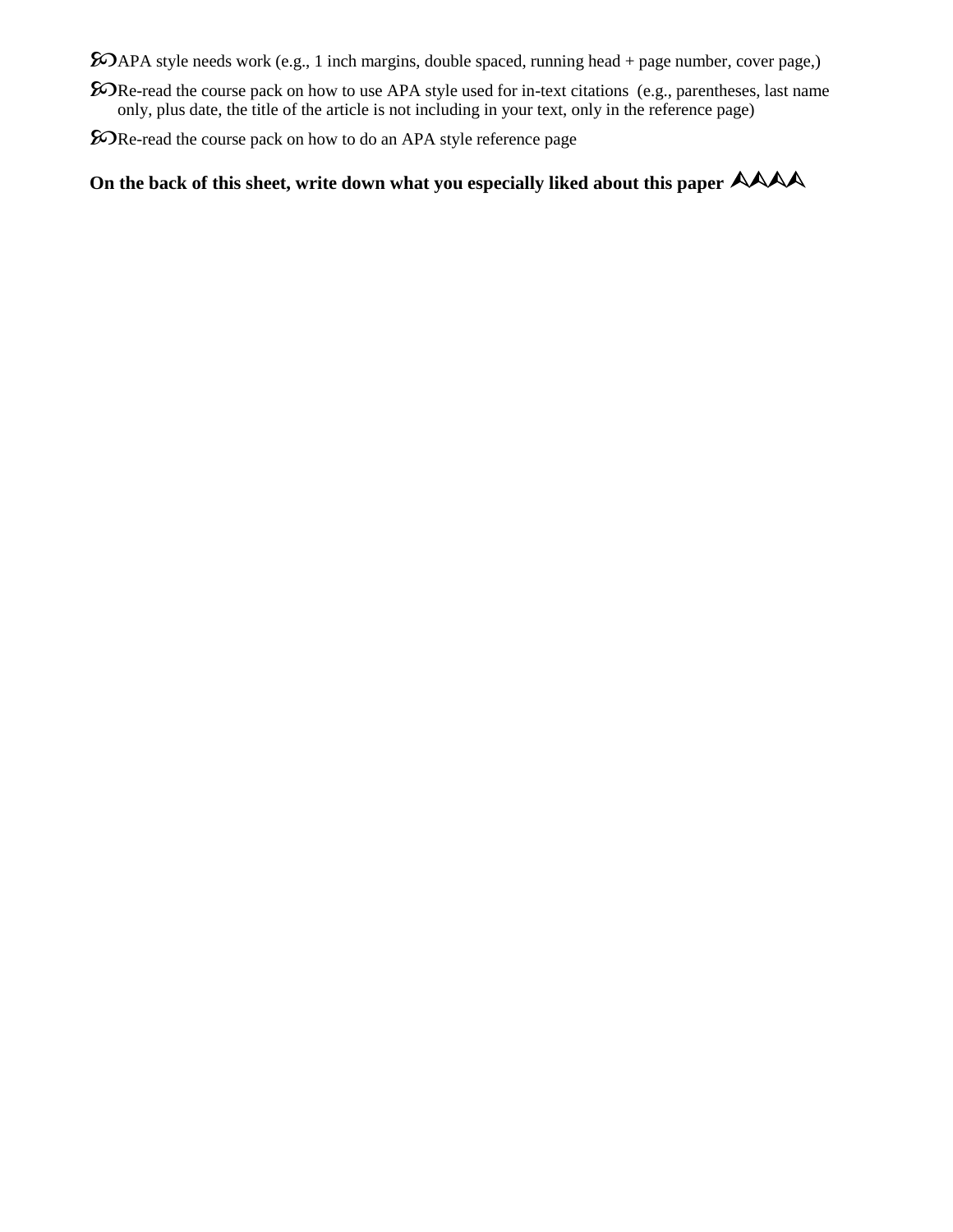- APA style needs work (e.g., 1 inch margins, double spaced, running head + page number, cover page,)
- Re-read the course pack on how to use APA style used for in-text citations (e.g., parentheses, last name only, plus date, the title of the article is not including in your text, only in the reference page)
- Re-read the course pack on how to do an APA style reference page

**On the back of this sheet, write down what you especially liked about this paper**